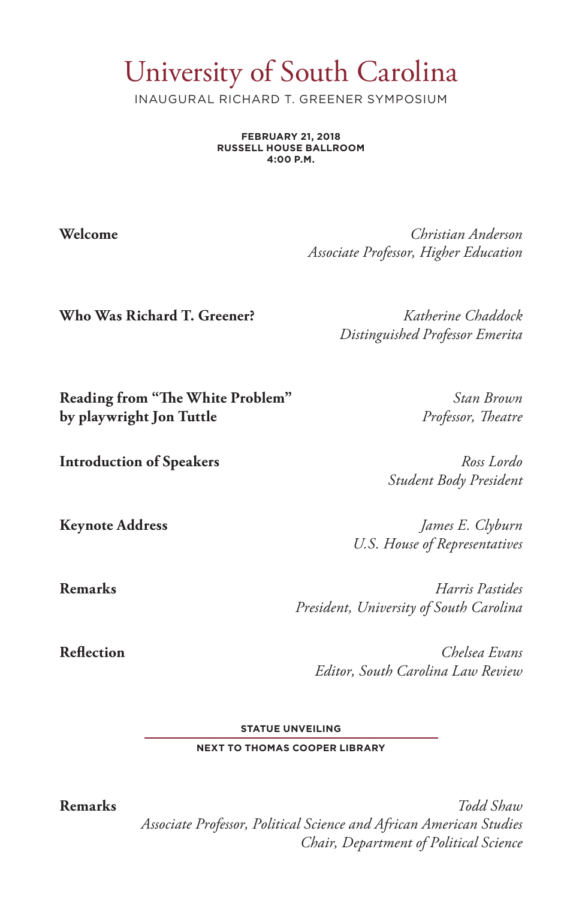# University of South Carolina

INAUGURAL RICHARD T. GREENER SYMPOSIUM

**FEBRUARY 21, 2018**
**RUSSELL HOUSE BALLROOM**
**4:00 P.M.**

**Welcome** — *Christian Anderson*
*Associate Professor, Higher Education*

**Who Was Richard T. Greener?** — *Katherine Chaddock*
*Distinguished Professor Emerita*

**Reading from "The White Problem" by playwright Jon Tuttle** — *Stan Brown*
*Professor, Theatre*

**Introduction of Speakers** — *Ross Lordo*
*Student Body President*

**Keynote Address** — *James E. Clyburn*
*U.S. House of Representatives*

**Remarks** — *Harris Pastides*
*President, University of South Carolina*

**Reflection** — *Chelsea Evans*
*Editor, South Carolina Law Review*

**STATUE UNVEILING**

**NEXT TO THOMAS COOPER LIBRARY**

**Remarks** — *Todd Shaw*
*Associate Professor, Political Science and African American Studies*
*Chair, Department of Political Science*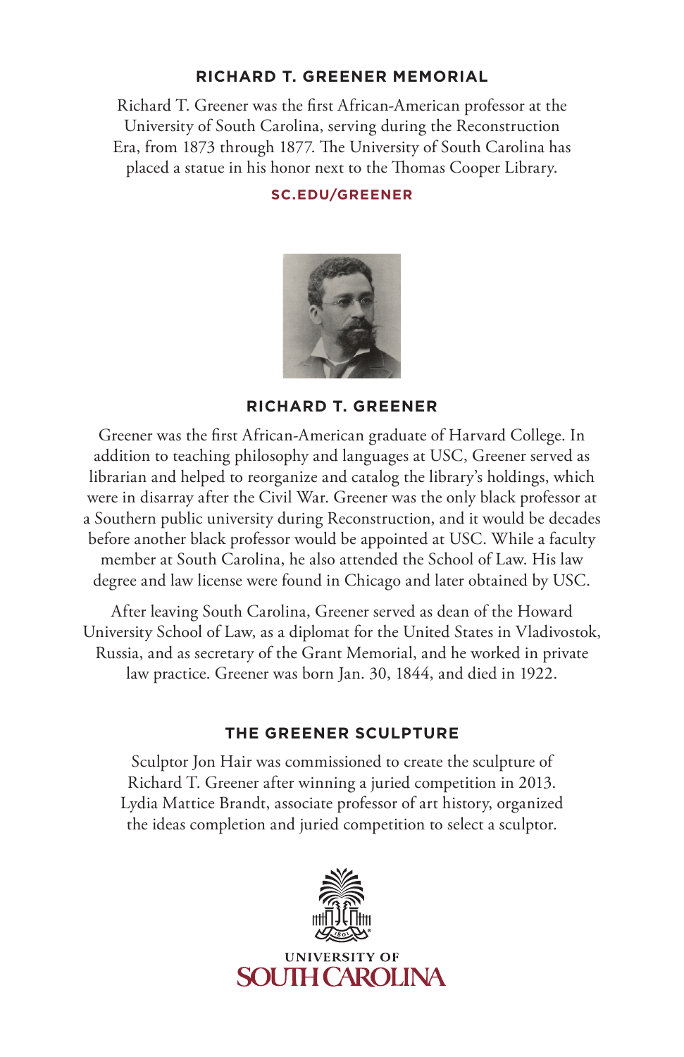## RICHARD T. GREENER MEMORIAL

Richard T. Greener was the first African-American professor at the University of South Carolina, serving during the Reconstruction Era, from 1873 through 1877. The University of South Carolina has placed a statue in his honor next to the Thomas Cooper Library.

**SC.EDU/GREENER**

## RICHARD T. GREENER

Greener was the first African-American graduate of Harvard College. In addition to teaching philosophy and languages at USC, Greener served as librarian and helped to reorganize and catalog the library's holdings, which were in disarray after the Civil War. Greener was the only black professor at a Southern public university during Reconstruction, and it would be decades before another black professor would be appointed at USC. While a faculty member at South Carolina, he also attended the School of Law. His law degree and law license were found in Chicago and later obtained by USC.

After leaving South Carolina, Greener served as dean of the Howard University School of Law, as a diplomat for the United States in Vladivostok, Russia, and as secretary of the Grant Memorial, and he worked in private law practice. Greener was born Jan. 30, 1844, and died in 1922.

## THE GREENER SCULPTURE

Sculptor Jon Hair was commissioned to create the sculpture of Richard T. Greener after winning a juried competition in 2013. Lydia Mattice Brandt, associate professor of art history, organized the ideas completion and juried competition to select a sculptor.

UNIVERSITY OF SOUTH CAROLINA